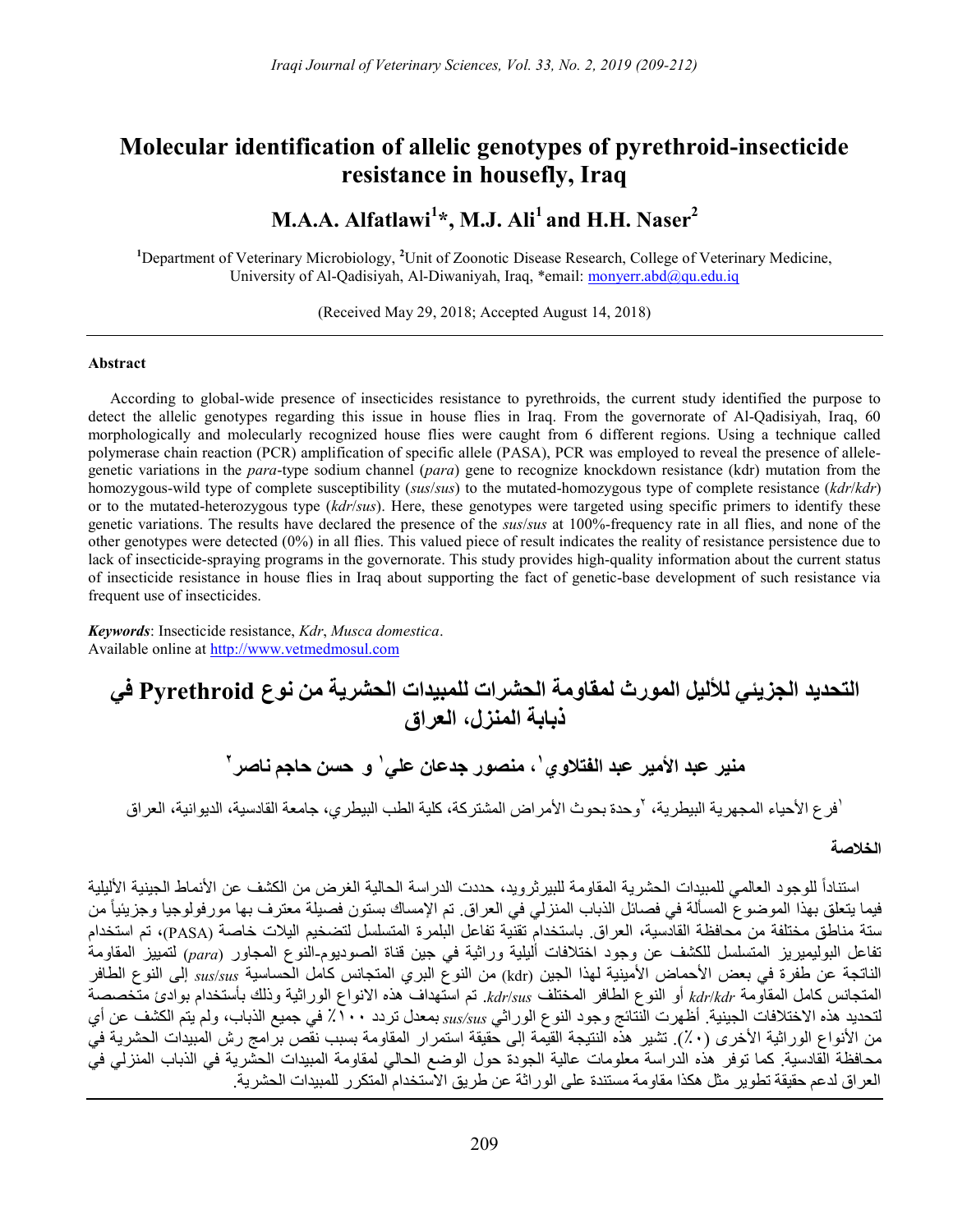# Molecular identification of allelic genotypes of pyrethroid-insecticide resistance in housefly, Iraq

## M.A.A. Alfatlawi[1]*, M.J. Ali[1] and H.H. Naser[2]

[1]Department of Veterinary Microbiology, [2]Unit of Zoonotic Disease Research, College of Veterinary Medicine, University of Al-Qadisiyah, Al-Diwaniyah, Iraq, *email: monyerr.abd@qu.edu.iq

(Received May 29, 2018; Accepted August 14, 2018)

---

**Abstract**

According to global-wide presence of insecticides resistance to pyrethroids, the current study identified the purpose to detect the allelic genotypes regarding this issue in house flies in Iraq. From the governorate of Al-Qadisiyah, Iraq, 60 morphologically and molecularly recognized house flies were caught from 6 different regions. Using a technique called polymerase chain reaction (PCR) amplification of specific allele (PASA), PCR was employed to reveal the presence of allele-genetic variations in the *para*-type sodium channel (*para*) gene to recognize knockdown resistance (kdr) mutation from the homozygous-wild type of complete susceptibility (*sus*/*sus*) to the mutated-homozygous type of complete resistance (*kdr*/*kdr*) or to the mutated-heterozygous type (*kdr*/*sus*). Here, these genotypes were targeted using specific primers to identify these genetic variations. The results have declared the presence of the *sus*/*sus* at 100%-frequency rate in all flies, and none of the other genotypes were detected (0%) in all flies. This valued piece of result indicates the reality of resistance persistence due to lack of insecticide-spraying programs in the governorate. This study provides high-quality information about the current status of insecticide resistance in house flies in Iraq about supporting the fact of genetic-base development of such resistance via frequent use of insecticides.

***Keywords***: Insecticide resistance, *Kdr*, *Musca domestica*.
Available online at http://www.vetmedmosul.com

# التحديد الجزيئي للأليل المورث لمقاومة الحشرات للمبيدات الحشرية من نوع Pyrethroid في ذبابة المنزل، العراق

## منير عبد الأمير عبد الفتلاوي[1]، منصور جدعان علي[1] و حسن حاجم ناصر[2]

[1]فرع الأحياء المجهرية البيطرية، [2]وحدة بحوث الأمراض المشتركة، كلية الطب البيطري، جامعة القادسية، الديوانية، العراق

**الخلاصة**

استناداً للوجود العالمي للمبيدات الحشرية المقاومة للبيرثرويد، حددت الدراسة الحالية الغرض من الكشف عن الأنماط الجينية الأليلية فيما يتعلق بهذا الموضوع المسألة في فصائل الذباب المنزلي في العراق. تم الإمساك بستون فصيلة معترف بها مورفولوجيا وجزيئياً من ستة مناطق مختلفة من محافظة القادسية، العراق. باستخدام تقنية تفاعل البلمرة المتسلسل لتضخيم اليلات خاصة (PASA)، تم استخدام تفاعل البوليميريز المتسلسل للكشف عن وجود اختلافات أليلية وراثية في جين قناة الصوديوم-النوع المجاور (*para*) لتمييز المقاومة الناتجة عن طفرة في بعض الأحماض الأمينية لهذا الجين (kdr) من النوع البري المتجانس كامل الحساسية *sus/sus* إلى النوع الطافر المتجانس كامل المقاومة *kdr/kdr* أو النوع الطافر المختلف *kdr/sus*. تم استهداف هذه الانواع الوراثية وذلك بأستخدام بوادئ متخصصة لتحديد هذه الاختلافات الجينية. أظهرت النتائج وجود النوع الوراثي *sus/sus* بمعدل تردد ١٠٠٪ في جميع الذباب، ولم يتم الكشف عن أي من الأنواع الوراثية الأخرى (٠٪). تشير هذه النتيجة القيمة إلى حقيقة استمرار المقاومة بسبب نقص برامج رش المبيدات الحشرية في محافظة القادسية. كما توفر هذه الدراسة معلومات عالية الجودة حول الوضع الحالي لمقاومة المبيدات الحشرية في الذباب المنزلي في العراق لدعم حقيقة تطوير مثل هكذا مقاومة مستندة على الوراثة عن طريق الاستخدام المتكرر للمبيدات الحشرية.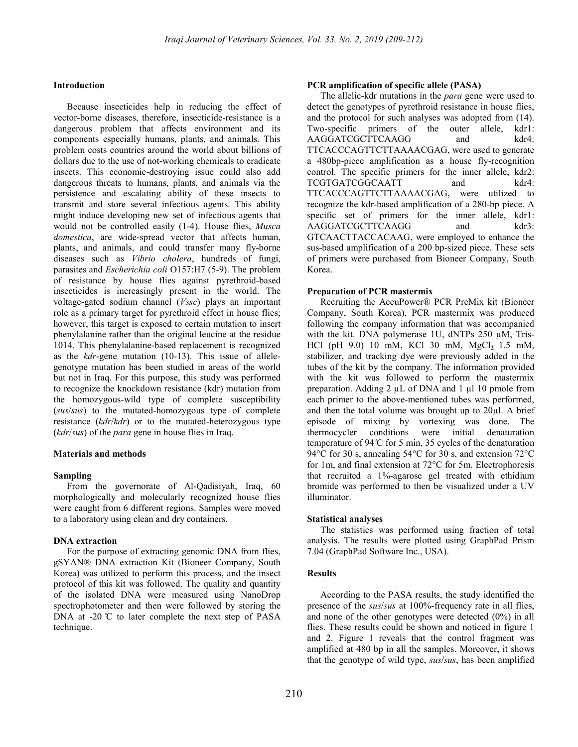## Introduction

Because insecticides help in reducing the effect of vector-borne diseases, therefore, insecticide-resistance is a dangerous problem that affects environment and its components especially humans, plants, and animals. This problem costs countries around the world about billions of dollars due to the use of not-working chemicals to eradicate insects. This economic-destroying issue could also add dangerous threats to humans, plants, and animals via the persistence and escalating ability of these insects to transmit and store several infectious agents. This ability might induce developing new set of infectious agents that would not be controlled easily (1-4). House flies, *Musca domestica*, are wide-spread vector that affects human, plants, and animals, and could transfer many fly-borne diseases such as *Vibrio cholera*, hundreds of fungi, parasites and *Escherichia coli* O157:H7 (5-9). The problem of resistance by house flies against pyrethroid-based insecticides is increasingly present in the world. The voltage-gated sodium channel (*Vssc*) plays an important role as a primary target for pyrethroid effect in house flies; however, this target is exposed to certain mutation to insert phenylalanine rather than the original leucine at the residue 1014. This phenylalanine-based replacement is recognized as the *kdr*-gene mutation (10-13). This issue of allele-genotype mutation has been studied in areas of the world but not in Iraq. For this purpose, this study was performed to recognize the knockdown resistance (kdr) mutation from the homozygous-wild type of complete susceptibility (*sus*/*sus*) to the mutated-homozygous type of complete resistance (*kdr*/*kdr*) or to the mutated-heterozygous type (*kdr*/*sus*) of the *para* gene in house flies in Iraq.

## Materials and methods

### Sampling

From the governorate of Al-Qadisiyah, Iraq, 60 morphologically and molecularly recognized house flies were caught from 6 different regions. Samples were moved to a laboratory using clean and dry containers.

### DNA extraction

For the purpose of extracting genomic DNA from flies, gSYAN® DNA extraction Kit (Bioneer Company, South Korea) was utilized to perform this process, and the insect protocol of this kit was followed. The quality and quantity of the isolated DNA were measured using NanoDrop spectrophotometer and then were followed by storing the DNA at -20 ℃ to later complete the next step of PASA technique.

### PCR amplification of specific allele (PASA)

The allelic-kdr mutations in the *para* gene were used to detect the genotypes of pyrethroid resistance in house flies, and the protocol for such analyses was adopted from (14). Two-specific primers of the outer allele, kdr1: AAGGATCGCTTCAAGG and kdr4: TTCACCCAGTTCTTAAAACGAG, were used to generate a 480bp-piece amplification as a house fly-recognition control. The specific primers for the inner allele, kdr2: TCGTGATCGGCAATT and kdr4: TTCACCCAGTTCTTAAAACGAG, were utilized to recognize the kdr-based amplification of a 280-bp piece. A specific set of primers for the inner allele, kdr1: AAGGATCGCTTCAAGG and kdr3: GTCAACTTACCACAAG, were employed to enhance the sus-based amplification of a 200 bp-sized piece. These sets of primers were purchased from Bioneer Company, South Korea.

### Preparation of PCR mastermix

Recruiting the AccuPower® PCR PreMix kit (Bioneer Company, South Korea), PCR mastermix was produced following the company information that was accompanied with the kit. DNA polymerase 1U, dNTPs 250 µM, Tris-HCl (pH 9.0) 10 mM, KCl 30 mM, $MgCl_2$ 1.5 mM, stabilizer, and tracking dye were previously added in the tubes of the kit by the company. The information provided with the kit was followed to perform the mastermix preparation. Adding 2 µL of DNA and 1 µl 10 pmole from each primer to the above-mentioned tubes was performed, and then the total volume was brought up to 20µl. A brief episode of mixing by vortexing was done. The thermocycler conditions were initial denaturation temperature of 94℃ for 5 min, 35 cycles of the denaturation 94°C for 30 s, annealing 54°C for 30 s, and extension 72°C for 1m, and final extension at 72°C for 5m. Electrophoresis that recruited a 1%-agarose gel treated with ethidium bromide was performed to then be visualized under a UV illuminator.

### Statistical analyses

The statistics was performed using fraction of total analysis. The results were plotted using GraphPad Prism 7.04 (GraphPad Software Inc., USA).

## Results

According to the PASA results, the study identified the presence of the *sus*/*sus* at 100%-frequency rate in all flies, and none of the other genotypes were detected (0%) in all flies. These results could be shown and noticed in figure 1 and 2. Figure 1 reveals that the control fragment was amplified at 480 bp in all the samples. Moreover, it shows that the genotype of wild type, *sus*/*sus*, has been amplified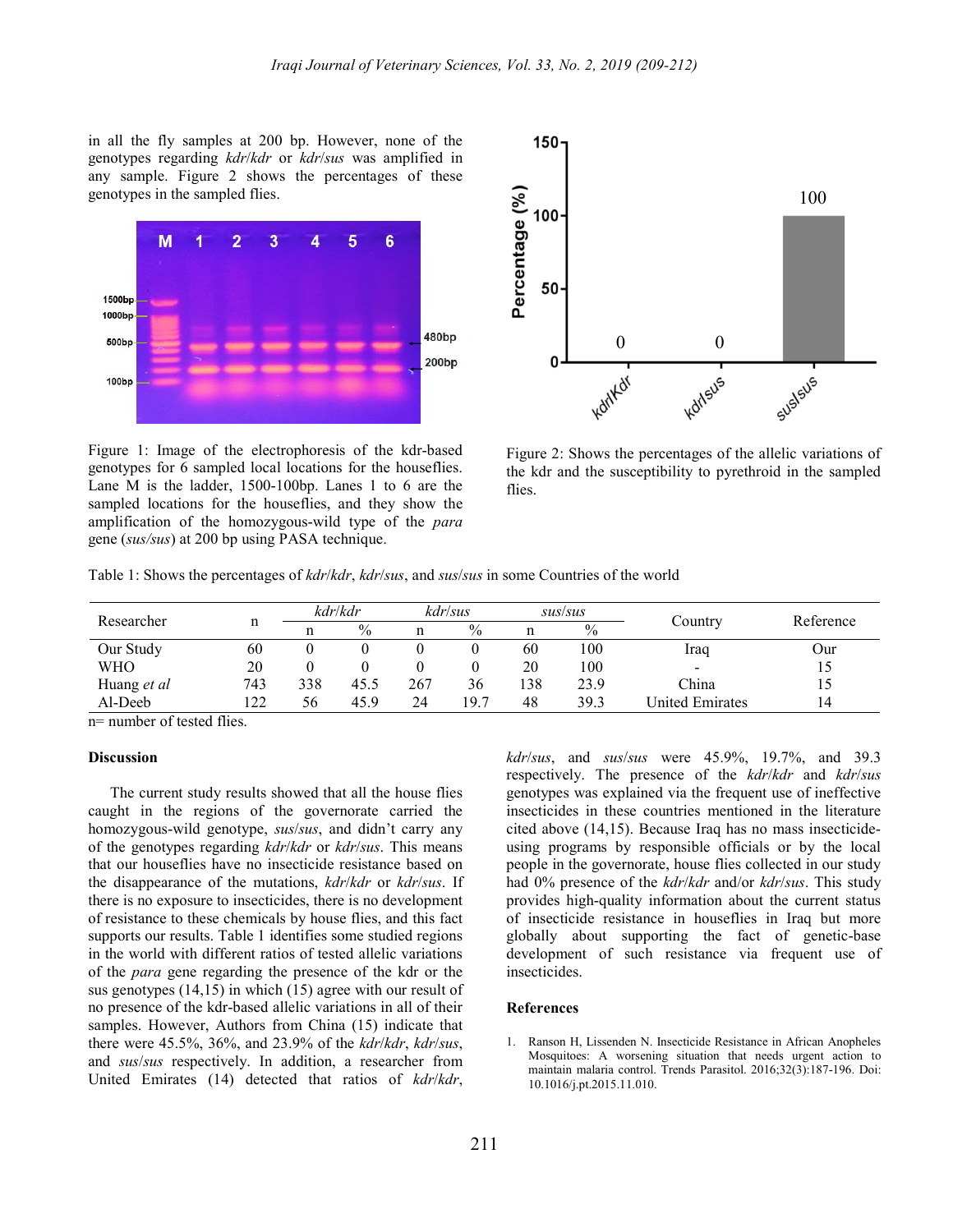in all the fly samples at 200 bp. However, none of the genotypes regarding *kdr*/*kdr* or *kdr*/*sus* was amplified in any sample. Figure 2 shows the percentages of these genotypes in the sampled flies.

Figure 1: Image of the electrophoresis of the kdr-based genotypes for 6 sampled local locations for the houseflies. Lane M is the ladder, 1500-100bp. Lanes 1 to 6 are the sampled locations for the houseflies, and they show the amplification of the homozygous-wild type of the *para* gene (*sus/sus*) at 200 bp using PASA technique.

Figure 2: Shows the percentages of the allelic variations of the kdr and the susceptibility to pyrethroid in the sampled flies.

Table 1: Shows the percentages of *kdr*/*kdr*, *kdr*/*sus*, and *sus*/*sus* in some Countries of the world

| Researcher | n | *kdr*/*kdr* | | *kdr*/*sus* | | *sus*/*sus* | | Country | Reference |
|---|---|---|---|---|---|---|---|---|---|
| | | n | % | n | % | n | % | | |
| Our Study | 60 | 0 | 0 | 0 | 0 | 60 | 100 | Iraq | Our |
| WHO | 20 | 0 | 0 | 0 | 0 | 20 | 100 | - | 15 |
| Huang *et al* | 743 | 338 | 45.5 | 267 | 36 | 138 | 23.9 | China | 15 |
| Al-Deeb | 122 | 56 | 45.9 | 24 | 19.7 | 48 | 39.3 | United Emirates | 14 |

n= number of tested flies.

## Discussion

The current study results showed that all the house flies caught in the regions of the governorate carried the homozygous-wild genotype, *sus*/*sus*, and didn't carry any of the genotypes regarding *kdr*/*kdr* or *kdr*/*sus*. This means that our houseflies have no insecticide resistance based on the disappearance of the mutations, *kdr*/*kdr* or *kdr*/*sus*. If there is no exposure to insecticides, there is no development of resistance to these chemicals by house flies, and this fact supports our results. Table 1 identifies some studied regions in the world with different ratios of tested allelic variations of the *para* gene regarding the presence of the kdr or the sus genotypes (14,15) in which (15) agree with our result of no presence of the kdr-based allelic variations in all of their samples. However, Authors from China (15) indicate that there were 45.5%, 36%, and 23.9% of the *kdr*/*kdr*, *kdr*/*sus*, and *sus*/*sus* respectively. In addition, a researcher from United Emirates (14) detected that ratios of *kdr*/*kdr*, *kdr*/*sus*, and *sus*/*sus* were 45.9%, 19.7%, and 39.3 respectively. The presence of the *kdr*/*kdr* and *kdr*/*sus* genotypes was explained via the frequent use of ineffective insecticides in these countries mentioned in the literature cited above (14,15). Because Iraq has no mass insecticide-using programs by responsible officials or by the local people in the governorate, house flies collected in our study had 0% presence of the *kdr*/*kdr* and/or *kdr*/*sus*. This study provides high-quality information about the current status of insecticide resistance in houseflies in Iraq but more globally about supporting the fact of genetic-base development of such resistance via frequent use of insecticides.

## References

1. Ranson H, Lissenden N. Insecticide Resistance in African Anopheles Mosquitoes: A worsening situation that needs urgent action to maintain malaria control. Trends Parasitol. 2016;32(3):187-196. Doi: 10.1016/j.pt.2015.11.010.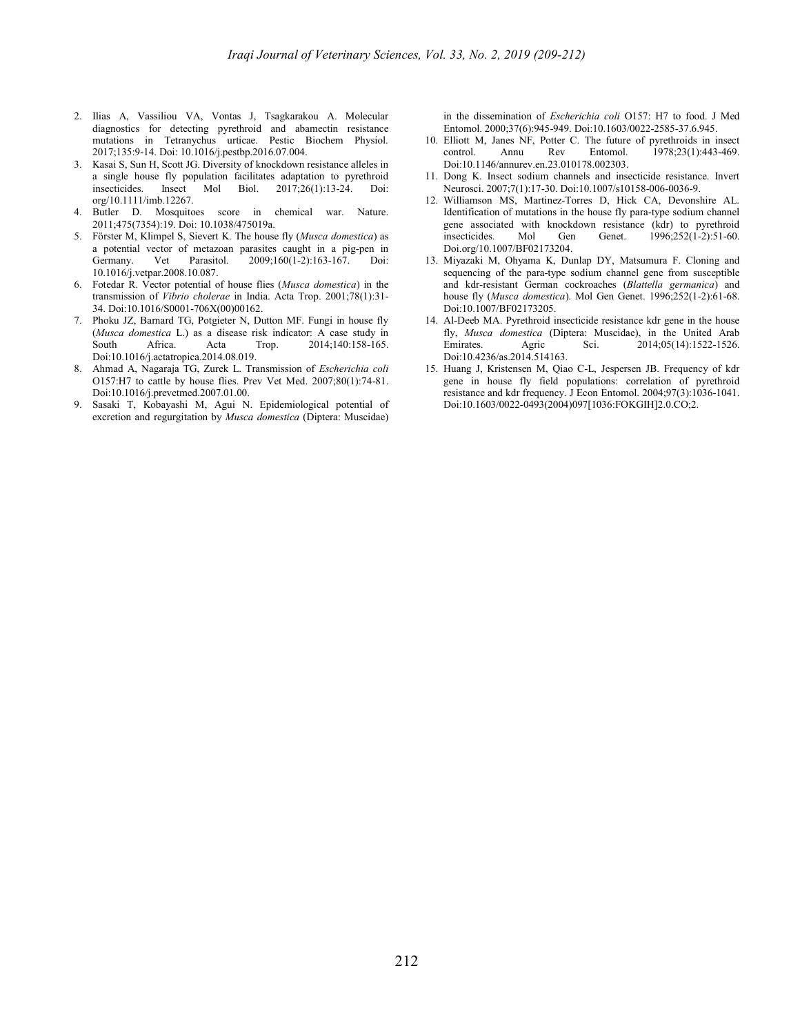2. Ilias A, Vassiliou VA, Vontas J, Tsagkarakou A. Molecular diagnostics for detecting pyrethroid and abamectin resistance mutations in Tetranychus urticae. Pestic Biochem Physiol. 2017;135:9-14. Doi: 10.1016/j.pestbp.2016.07.004.
3. Kasai S, Sun H, Scott JG. Diversity of knockdown resistance alleles in a single house fly population facilitates adaptation to pyrethroid insecticides. Insect Mol Biol. 2017;26(1):13-24. Doi: org/10.1111/imb.12267.
4. Butler D. Mosquitoes score in chemical war. Nature. 2011;475(7354):19. Doi: 10.1038/475019a.
5. Förster M, Klimpel S, Sievert K. The house fly (*Musca domestica*) as a potential vector of metazoan parasites caught in a pig-pen in Germany. Vet Parasitol. 2009;160(1-2):163-167. Doi: 10.1016/j.vetpar.2008.10.087.
6. Fotedar R. Vector potential of house flies (*Musca domestica*) in the transmission of *Vibrio cholerae* in India. Acta Trop. 2001;78(1):31-34. Doi:10.1016/S0001-706X(00)00162.
7. Phoku JZ, Barnard TG, Potgieter N, Dutton MF. Fungi in house fly (*Musca domestica* L.) as a disease risk indicator: A case study in South Africa. Acta Trop. 2014;140:158-165. Doi:10.1016/j.actatropica.2014.08.019.
8. Ahmad A, Nagaraja TG, Zurek L. Transmission of *Escherichia coli* O157:H7 to cattle by house flies. Prev Vet Med. 2007;80(1):74-81. Doi:10.1016/j.prevetmed.2007.01.00.
9. Sasaki T, Kobayashi M, Agui N. Epidemiological potential of excretion and regurgitation by *Musca domestica* (Diptera: Muscidae) in the dissemination of *Escherichia coli* O157: H7 to food. J Med Entomol. 2000;37(6):945-949. Doi:10.1603/0022-2585-37.6.945.
10. Elliott M, Janes NF, Potter C. The future of pyrethroids in insect control. Annu Rev Entomol. 1978;23(1):443-469. Doi:10.1146/annurev.en.23.010178.002303.
11. Dong K. Insect sodium channels and insecticide resistance. Invert Neurosci. 2007;7(1):17-30. Doi:10.1007/s10158-006-0036-9.
12. Williamson MS, Martinez-Torres D, Hick CA, Devonshire AL. Identification of mutations in the house fly para-type sodium channel gene associated with knockdown resistance (kdr) to pyrethroid insecticides. Mol Gen Genet. 1996;252(1-2):51-60. Doi.org/10.1007/BF02173204.
13. Miyazaki M, Ohyama K, Dunlap DY, Matsumura F. Cloning and sequencing of the para-type sodium channel gene from susceptible and kdr-resistant German cockroaches (*Blattella germanica*) and house fly (*Musca domestica*). Mol Gen Genet. 1996;252(1-2):61-68. Doi:10.1007/BF02173205.
14. Al-Deeb MA. Pyrethroid insecticide resistance kdr gene in the house fly, *Musca domestica* (Diptera: Muscidae), in the United Arab Emirates. Agric Sci. 2014;05(14):1522-1526. Doi:10.4236/as.2014.514163.
15. Huang J, Kristensen M, Qiao C-L, Jespersen JB. Frequency of kdr gene in house fly field populations: correlation of pyrethroid resistance and kdr frequency. J Econ Entomol. 2004;97(3):1036-1041. Doi:10.1603/0022-0493(2004)097[1036:FOKGIH]2.0.CO;2.